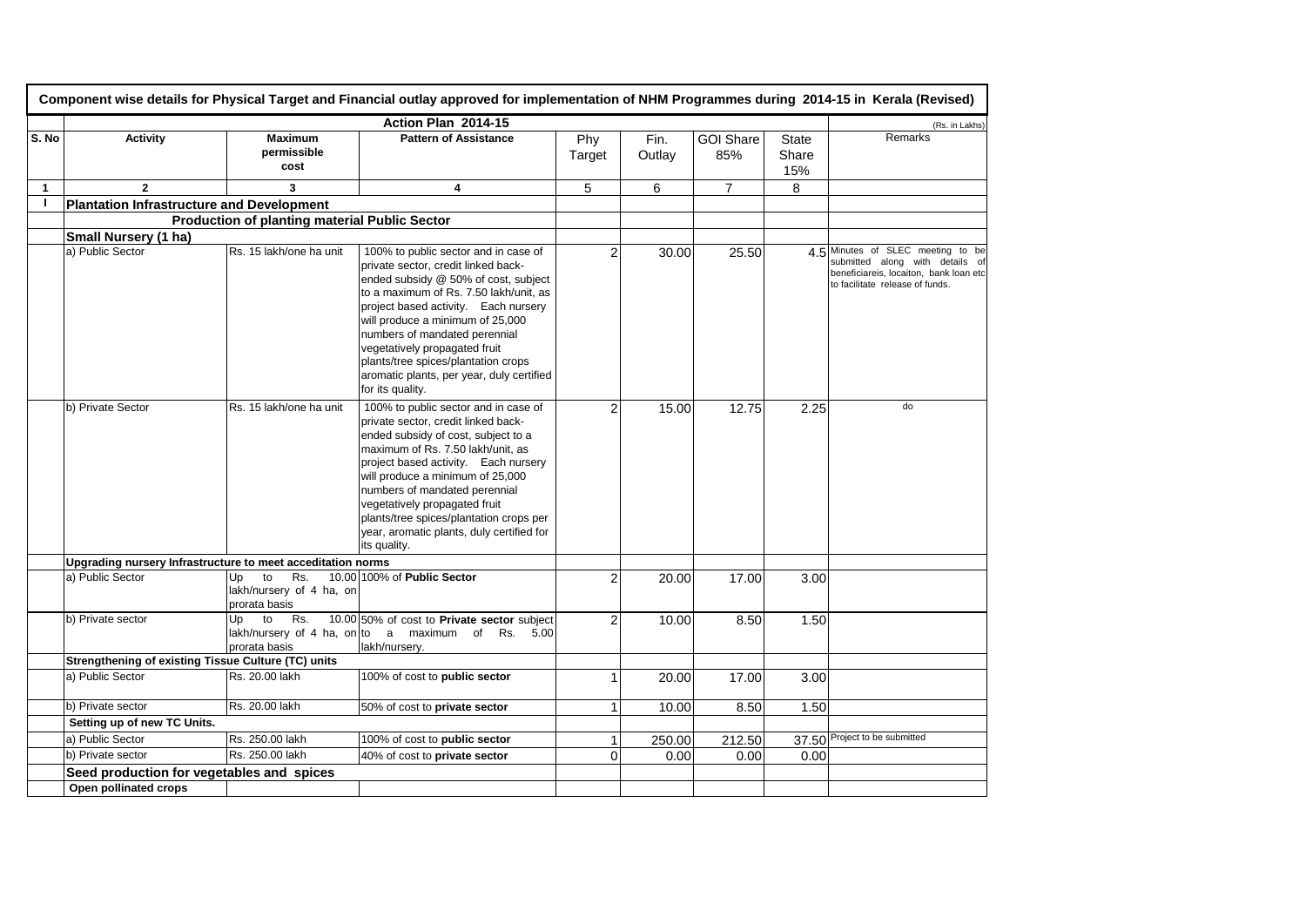# Component wise details for Physical Target and Financial outlay approved for implementation of NHM Programmes during 2014-15 in Kerala (Revised)

| | Action Plan 2014-15 | | | | | | | (Rs. in Lakhs) |
|---|---|---|---|---|---|---|---|---|
| S. No | Activity | Maximum permissible cost | Pattern of Assistance | Phy Target | Fin. Outlay | GOI Share 85% | State Share 15% | Remarks |
| 1 | 2 | 3 | 4 | 5 | 6 | 7 | 8 | |
| I | **Plantation Infrastructure and Development** | | | | | | | |
| | **Production of planting material Public Sector** | | | | | | | |
| | **Small Nursery (1 ha)** | | | | | | | |
| | a) Public Sector | Rs. 15 lakh/one ha unit | 100% to public sector and in case of private sector, credit linked back-ended subsidy @ 50% of cost, subject to a maximum of Rs. 7.50 lakh/unit, as project based activity. Each nursery will produce a minimum of 25,000 numbers of mandated perennial vegetatively propagated fruit plants/tree spices/plantation crops aromatic plants, per year, duly certified for its quality. | 2 | 30.00 | 25.50 | 4.5 | Minutes of SLEC meeting to be submitted along with details of beneficiareis, locaiton, bank loan etc to facilitate release of funds. |
| | b) Private Sector | Rs. 15 lakh/one ha unit | 100% to public sector and in case of private sector, credit linked back-ended subsidy of cost, subject to a maximum of Rs. 7.50 lakh/unit, as project based activity. Each nursery will produce a minimum of 25,000 numbers of mandated perennial vegetatively propagated fruit plants/tree spices/plantation crops per year, aromatic plants, duly certified for its quality. | 2 | 15.00 | 12.75 | 2.25 | do |
| | **Upgrading nursery Infrastructure to meet accreditation norms** | | | | | | | |
| | a) Public Sector | Up to Rs. 10.00 lakh/nursery of 4 ha, on prorata basis | 100% of **Public Sector** | 2 | 20.00 | 17.00 | 3.00 | |
| | b) Private sector | Up to Rs. 10.00 lakh/nursery of 4 ha, on prorata basis | 50% of cost to **Private sector** subject to a maximum of Rs. 5.00 lakh/nursery. | 2 | 10.00 | 8.50 | 1.50 | |
| | **Strengthening of existing Tissue Culture (TC) units** | | | | | | | |
| | a) Public Sector | Rs. 20.00 lakh | 100% of cost to **public sector** | 1 | 20.00 | 17.00 | 3.00 | |
| | b) Private sector | Rs. 20.00 lakh | 50% of cost to **private sector** | 1 | 10.00 | 8.50 | 1.50 | |
| | **Setting up of new TC Units.** | | | | | | | |
| | a) Public Sector | Rs. 250.00 lakh | 100% of cost to **public sector** | 1 | 250.00 | 212.50 | 37.50 | Project to be submitted |
| | b) Private sector | Rs. 250.00 lakh | 40% of cost to **private sector** | 0 | 0.00 | 0.00 | 0.00 | |
| | **Seed production for vegetables and spices** | | | | | | | |
| | **Open pollinated crops** | | | | | | | |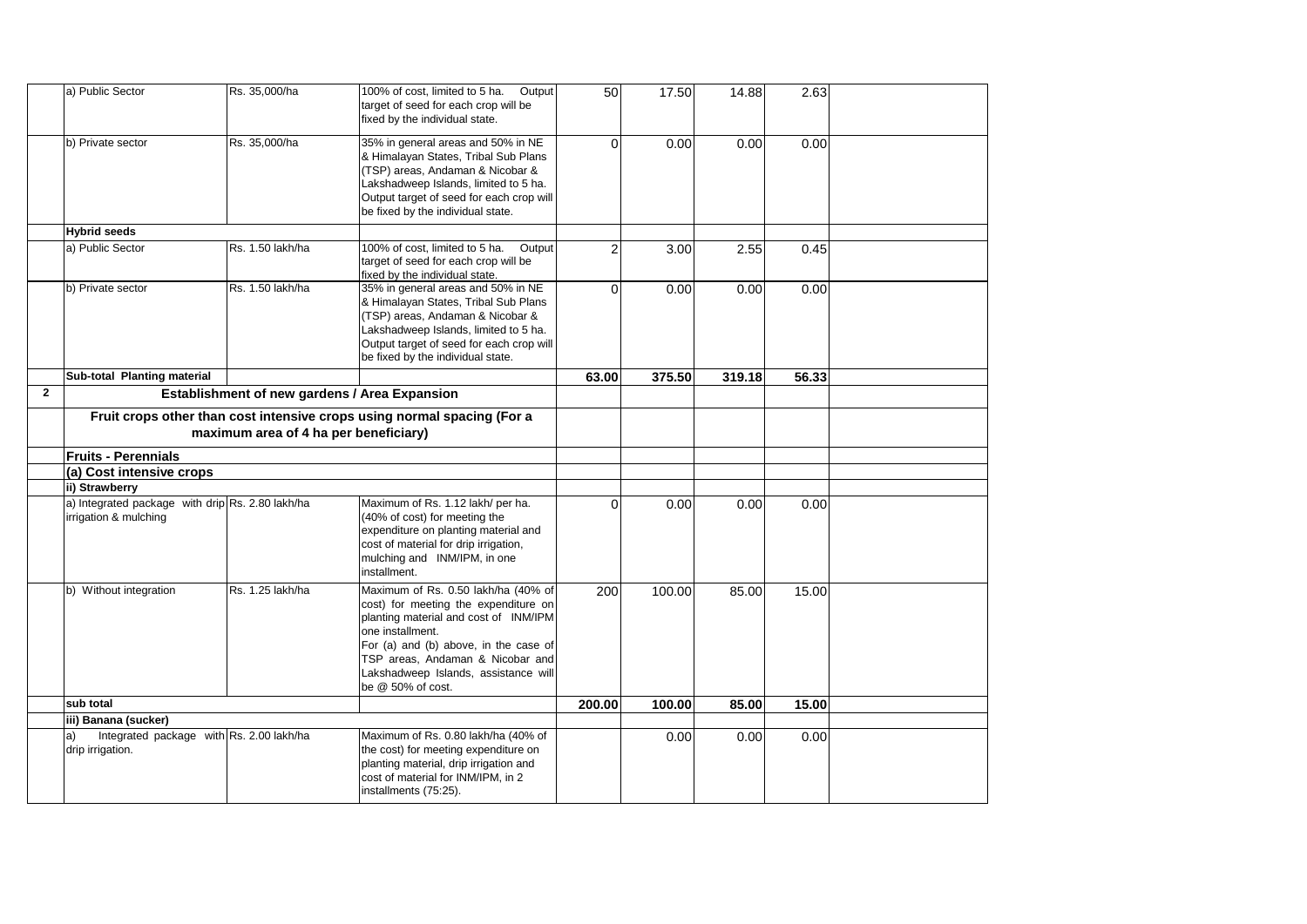| | | | | | | | | |
|---|---|---|---|---|---|---|---|---|
| | a) Public Sector | Rs. 35,000/ha | 100% of cost, limited to 5 ha. Output target of seed for each crop will be fixed by the individual state. | 50 | 17.50 | 14.88 | 2.63 | |
| | b) Private sector | Rs. 35,000/ha | 35% in general areas and 50% in NE & Himalayan States, Tribal Sub Plans (TSP) areas, Andaman & Nicobar & Lakshadweep Islands, limited to 5 ha. Output target of seed for each crop will be fixed by the individual state. | 0 | 0.00 | 0.00 | 0.00 | |
| | **Hybrid seeds** | | | | | | | |
| | a) Public Sector | Rs. 1.50 lakh/ha | 100% of cost, limited to 5 ha. Output target of seed for each crop will be fixed by the individual state. | 2 | 3.00 | 2.55 | 0.45 | |
| | b) Private sector | Rs. 1.50 lakh/ha | 35% in general areas and 50% in NE & Himalayan States, Tribal Sub Plans (TSP) areas, Andaman & Nicobar & Lakshadweep Islands, limited to 5 ha. Output target of seed for each crop will be fixed by the individual state. | 0 | 0.00 | 0.00 | 0.00 | |
| | **Sub-total Planting material** | | | **63.00** | **375.50** | **319.18** | **56.33** | |
| **2** | **Establishment of new gardens / Area Expansion** | | | | | | | |
| | **Fruit crops other than cost intensive crops using normal spacing (For a maximum area of 4 ha per beneficiary)** | | | | | | | |
| | **Fruits - Perennials** | | | | | | | |
| | **(a) Cost intensive crops** | | | | | | | |
| | **ii) Strawberry** | | | | | | | |
| | a) Integrated package with drip irrigation & mulching | Rs. 2.80 lakh/ha | Maximum of Rs. 1.12 lakh/ per ha. (40% of cost) for meeting the expenditure on planting material and cost of material for drip irrigation, mulching and INM/IPM, in one installment. | 0 | 0.00 | 0.00 | 0.00 | |
| | b) Without integration | Rs. 1.25 lakh/ha | Maximum of Rs. 0.50 lakh/ha (40% of cost) for meeting the expenditure on planting material and cost of INM/IPM one installment. For (a) and (b) above, in the case of TSP areas, Andaman & Nicobar and Lakshadweep Islands, assistance will be @ 50% of cost. | 200 | 100.00 | 85.00 | 15.00 | |
| | **sub total** | | | **200.00** | **100.00** | **85.00** | **15.00** | |
| | **iii) Banana (sucker)** | | | | | | | |
| | a) Integrated package with drip irrigation. | Rs. 2.00 lakh/ha | Maximum of Rs. 0.80 lakh/ha (40% of the cost) for meeting expenditure on planting material, drip irrigation and cost of material for INM/IPM, in 2 installments (75:25). | | 0.00 | 0.00 | 0.00 | |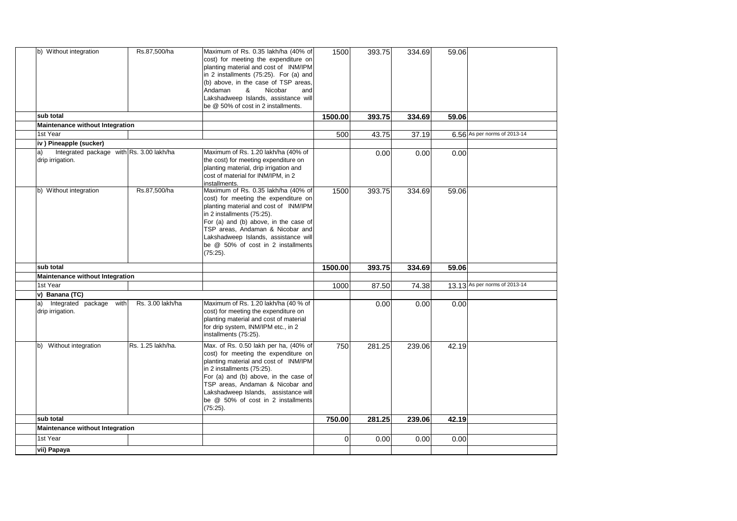| | | | | | | | |
|---|---|---|---|---|---|---|---|
| b) Without integration | Rs.87,500/ha | Maximum of Rs. 0.35 lakh/ha (40% of cost) for meeting the expenditure on planting material and cost of INM/IPM in 2 installments (75:25). For (a) and (b) above, in the case of TSP areas, Andaman & Nicobar and Lakshadweep Islands, assistance will be @ 50% of cost in 2 installments. | 1500 | 393.75 | 334.69 | 59.06 | |
| **sub total** | | | **1500.00** | **393.75** | **334.69** | **59.06** | |
| **Maintenance without Integration** | | | | | | | |
| 1st Year | | | 500 | 43.75 | 37.19 | 6.56 | As per norms of 2013-14 |
| **iv ) Pineapple (sucker)** | | | | | | | |
| a) Integrated package with drip irrigation. | Rs. 3.00 lakh/ha | Maximum of Rs. 1.20 lakh/ha (40% of the cost) for meeting expenditure on planting material, drip irrigation and cost of material for INM/IPM, in 2 installments. | | 0.00 | 0.00 | 0.00 | |
| b) Without integration | Rs.87,500/ha | Maximum of Rs. 0.35 lakh/ha (40% of cost) for meeting the expenditure on planting material and cost of INM/IPM in 2 installments (75:25). For (a) and (b) above, in the case of TSP areas, Andaman & Nicobar and Lakshadweep Islands, assistance will be @ 50% of cost in 2 installments (75:25). | 1500 | 393.75 | 334.69 | 59.06 | |
| **sub total** | | | **1500.00** | **393.75** | **334.69** | **59.06** | |
| **Maintenance without Integration** | | | | | | | |
| 1st Year | | | 1000 | 87.50 | 74.38 | 13.13 | As per norms of 2013-14 |
| **v) Banana (TC)** | | | | | | | |
| a) Integrated package with drip irrigation. | Rs. 3.00 lakh/ha | Maximum of Rs. 1.20 lakh/ha (40 % of cost) for meeting the expenditure on planting material and cost of material for drip system, INM/IPM etc., in 2 installments (75:25). | | 0.00 | 0.00 | 0.00 | |
| b) Without integration | Rs. 1.25 lakh/ha. | Max. of Rs. 0.50 lakh per ha, (40% of cost) for meeting the expenditure on planting material and cost of INM/IPM in 2 installments (75:25). For (a) and (b) above, in the case of TSP areas, Andaman & Nicobar and Lakshadweep Islands, assistance will be @ 50% of cost in 2 installments (75:25). | 750 | 281.25 | 239.06 | 42.19 | |
| **sub total** | | | **750.00** | **281.25** | **239.06** | **42.19** | |
| **Maintenance without Integration** | | | | | | | |
| 1st Year | | | 0 | 0.00 | 0.00 | 0.00 | |
| **vii) Papaya** | | | | | | | |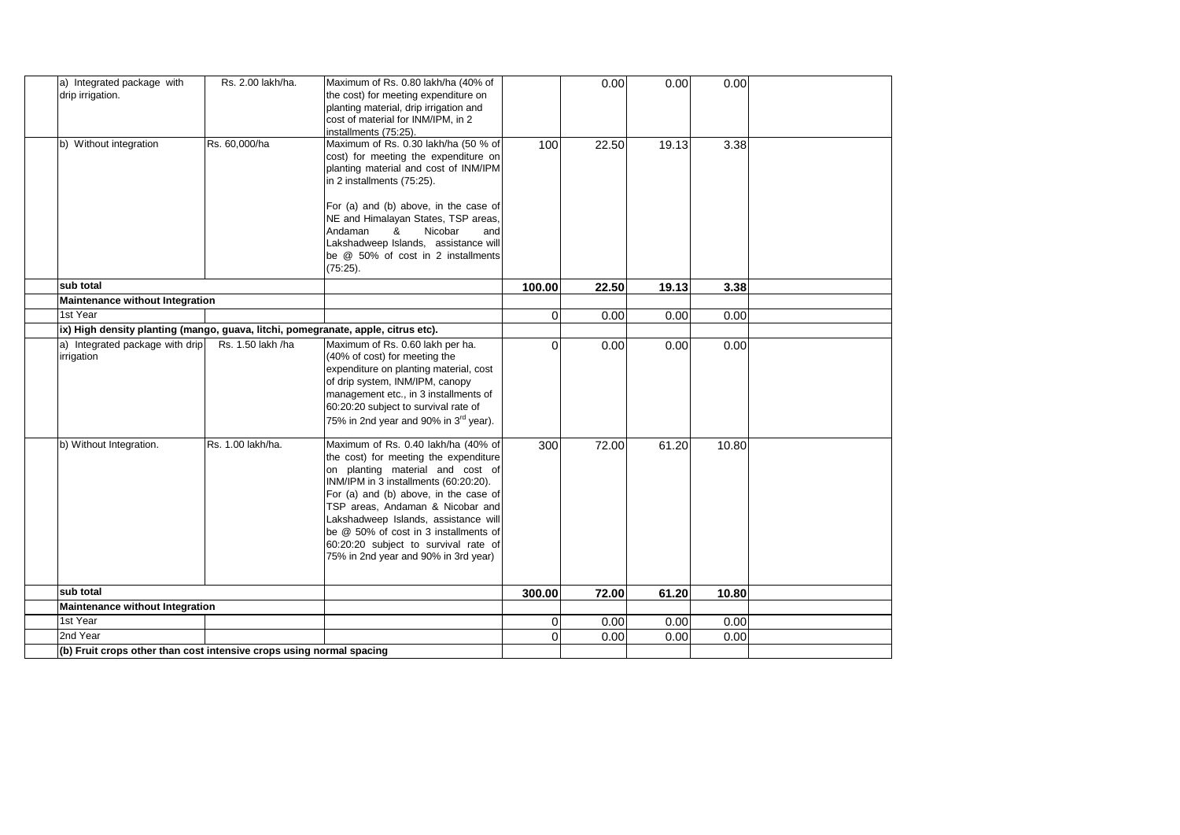| | | | | | | | |
|---|---|---|---|---|---|---|---|
| a) Integrated package with drip irrigation. | Rs. 2.00 lakh/ha. | Maximum of Rs. 0.80 lakh/ha (40% of the cost) for meeting expenditure on planting material, drip irrigation and cost of material for INM/IPM, in 2 installments (75:25). | | 0.00 | 0.00 | 0.00 | |
| b) Without integration | Rs. 60,000/ha | Maximum of Rs. 0.30 lakh/ha (50 % of cost) for meeting the expenditure on planting material and cost of INM/IPM in 2 installments (75:25). For (a) and (b) above, in the case of NE and Himalayan States, TSP areas, Andaman & Nicobar and Lakshadweep Islands, assistance will be @ 50% of cost in 2 installments (75:25). | 100 | 22.50 | 19.13 | 3.38 | |
| **sub total** | | | **100.00** | **22.50** | **19.13** | **3.38** | |
| **Maintenance without Integration** | | | | | | | |
| 1st Year | | | 0 | 0.00 | 0.00 | 0.00 | |
| **ix) High density planting (mango, guava, litchi, pomegranate, apple, citrus etc).** | | | | | | | |
| a) Integrated package with drip irrigation | Rs. 1.50 lakh /ha | Maximum of Rs. 0.60 lakh per ha. (40% of cost) for meeting the expenditure on planting material, cost of drip system, INM/IPM, canopy management etc., in 3 installments of 60:20:20 subject to survival rate of 75% in 2nd year and 90% in 3rd year). | 0 | 0.00 | 0.00 | 0.00 | |
| b) Without Integration. | Rs. 1.00 lakh/ha. | Maximum of Rs. 0.40 lakh/ha (40% of the cost) for meeting the expenditure on planting material and cost of INM/IPM in 3 installments (60:20:20). For (a) and (b) above, in the case of TSP areas, Andaman & Nicobar and Lakshadweep Islands, assistance will be @ 50% of cost in 3 installments of 60:20:20 subject to survival rate of 75% in 2nd year and 90% in 3rd year) | 300 | 72.00 | 61.20 | 10.80 | |
| **sub total** | | | **300.00** | **72.00** | **61.20** | **10.80** | |
| **Maintenance without Integration** | | | | | | | |
| 1st Year | | | 0 | 0.00 | 0.00 | 0.00 | |
| 2nd Year | | | 0 | 0.00 | 0.00 | 0.00 | |
| **(b) Fruit crops other than cost intensive crops using normal spacing** | | | | | | | |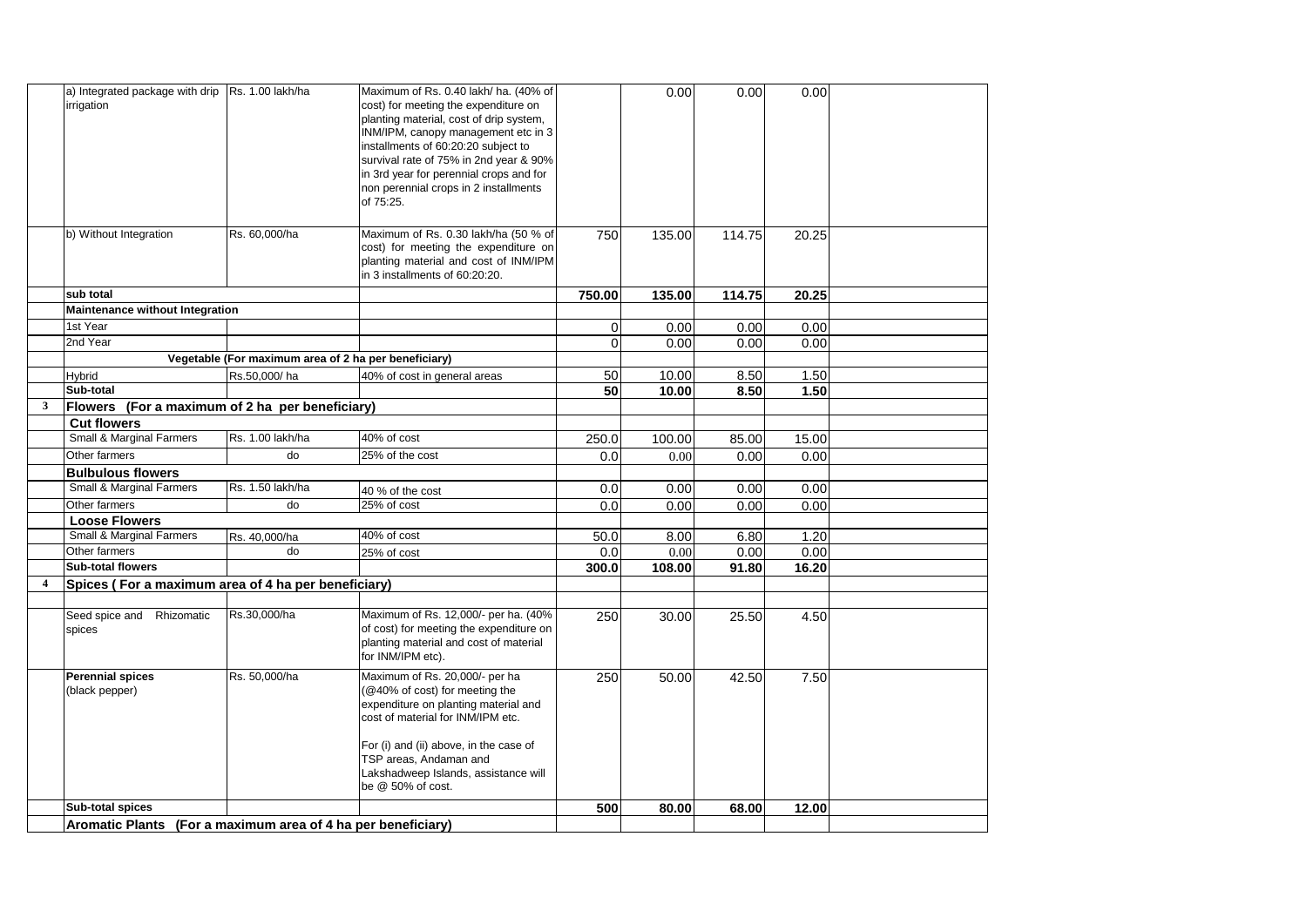|  |  |  |  |  |  |  |  |  |
|---|---|---|---|---|---|---|---|---|
|  | a) Integrated package with drip irrigation | Rs. 1.00 lakh/ha | Maximum of Rs. 0.40 lakh/ ha. (40% of cost) for meeting the expenditure on planting material, cost of drip system, INM/IPM, canopy management etc in 3 installments of 60:20:20 subject to survival rate of 75% in 2nd year & 90% in 3rd year for perennial crops and for non perennial crops in 2 installments of 75:25. |  | 0.00 | 0.00 | 0.00 |  |
|  | b) Without Integration | Rs. 60,000/ha | Maximum of Rs. 0.30 lakh/ha (50 % of cost) for meeting the expenditure on planting material and cost of INM/IPM in 3 installments of 60:20:20. | 750 | 135.00 | 114.75 | 20.25 |  |
|  | **sub total** |  |  | **750.00** | **135.00** | **114.75** | **20.25** |  |
|  | **Maintenance without Integration** |  |  |  |  |  |  |  |
|  | 1st Year |  |  | 0 | 0.00 | 0.00 | 0.00 |  |
|  | 2nd Year |  |  | 0 | 0.00 | 0.00 | 0.00 |  |
|  | **Vegetable (For maximum area of 2 ha per beneficiary)** |  |  |  |  |  |  |  |
|  | Hybrid | Rs.50,000/ ha | 40% of cost in general areas | 50 | 10.00 | 8.50 | 1.50 |  |
|  | **Sub-total** |  |  | **50** | **10.00** | **8.50** | **1.50** |  |
| **3** | **Flowers (For a maximum of 2 ha per beneficiary)** |  |  |  |  |  |  |  |
|  | **Cut flowers** |  |  |  |  |  |  |  |
|  | Small & Marginal Farmers | Rs. 1.00 lakh/ha | 40% of cost | 250.0 | 100.00 | 85.00 | 15.00 |  |
|  | Other farmers | do | 25% of the cost | 0.0 | 0.00 | 0.00 | 0.00 |  |
|  | **Bulbulous flowers** |  |  |  |  |  |  |  |
|  | Small & Marginal Farmers | Rs. 1.50 lakh/ha | 40 % of the cost | 0.0 | 0.00 | 0.00 | 0.00 |  |
|  | Other farmers | do | 25% of cost | 0.0 | 0.00 | 0.00 | 0.00 |  |
|  | **Loose Flowers** |  |  |  |  |  |  |  |
|  | Small & Marginal Farmers | Rs. 40,000/ha | 40% of cost | 50.0 | 8.00 | 6.80 | 1.20 |  |
|  | Other farmers | do | 25% of cost | 0.0 | 0.00 | 0.00 | 0.00 |  |
|  | **Sub-total flowers** |  |  | **300.0** | **108.00** | **91.80** | **16.20** |  |
| **4** | **Spices ( For a maximum area of 4 ha per beneficiary)** |  |  |  |  |  |  |  |
|  |  |  |  |  |  |  |  |  |
|  | Seed spice and Rhizomatic spices | Rs.30,000/ha | Maximum of Rs. 12,000/- per ha. (40% of cost) for meeting the expenditure on planting material and cost of material for INM/IPM etc). | 250 | 30.00 | 25.50 | 4.50 |  |
|  | **Perennial spices** (black pepper) | Rs. 50,000/ha | Maximum of Rs. 20,000/- per ha (@40% of cost) for meeting the expenditure on planting material and cost of material for INM/IPM etc. For (i) and (ii) above, in the case of TSP areas, Andaman and Lakshadweep Islands, assistance will be @ 50% of cost. | 250 | 50.00 | 42.50 | 7.50 |  |
|  | **Sub-total spices** |  |  | **500** | **80.00** | **68.00** | **12.00** |  |
|  | **Aromatic Plants (For a maximum area of 4 ha per beneficiary)** |  |  |  |  |  |  |  |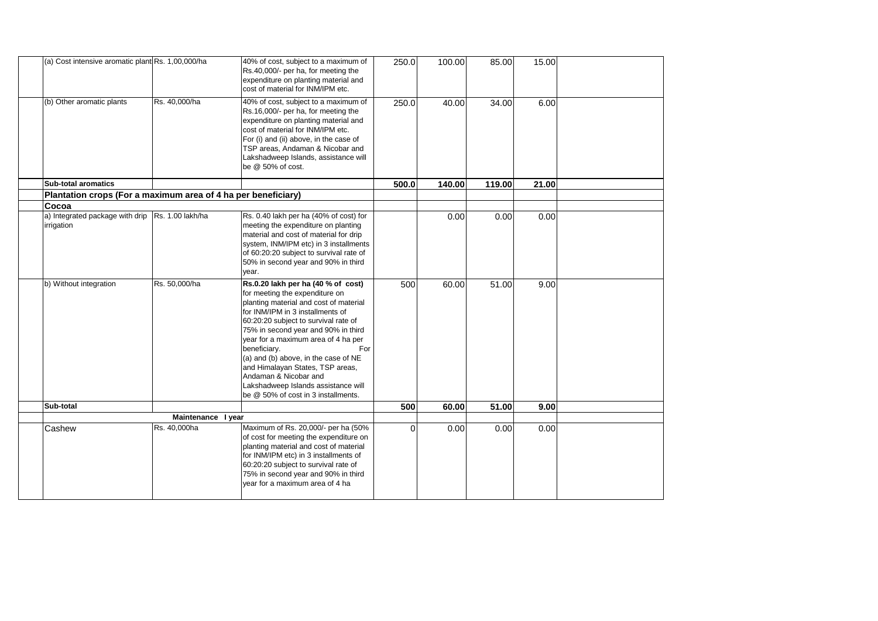| | | | | | | | |
|---|---|---|---|---|---|---|---|
| (a) Cost intensive aromatic plant | Rs. 1,00,000/ha | 40% of cost, subject to a maximum of Rs.40,000/- per ha, for meeting the expenditure on planting material and cost of material for INM/IPM etc. | 250.0 | 100.00 | 85.00 | 15.00 | |
| (b) Other aromatic plants | Rs. 40,000/ha | 40% of cost, subject to a maximum of Rs.16,000/- per ha, for meeting the expenditure on planting material and cost of material for INM/IPM etc. For (i) and (ii) above, in the case of TSP areas, Andaman & Nicobar and Lakshadweep Islands, assistance will be @ 50% of cost. | 250.0 | 40.00 | 34.00 | 6.00 | |
| **Sub-total aromatics** | | | **500.0** | **140.00** | **119.00** | **21.00** | |
| **Plantation crops (For a maximum area of 4 ha per beneficiary)** | | | | | | | |
| **Cocoa** | | | | | | | |
| a) Integrated package with drip irrigation | Rs. 1.00 lakh/ha | Rs. 0.40 lakh per ha (40% of cost) for meeting the expenditure on planting material and cost of material for drip system, INM/IPM etc) in 3 installments of 60:20:20 subject to survival rate of 50% in second year and 90% in third year. | | 0.00 | 0.00 | 0.00 | |
| b) Without integration | Rs. 50,000/ha | **Rs.0.20 lakh per ha (40 % of cost)** for meeting the expenditure on planting material and cost of material for INM/IPM in 3 installments of 60:20:20 subject to survival rate of 75% in second year and 90% in third year for a maximum area of 4 ha per beneficiary. For (a) and (b) above, in the case of NE and Himalayan States, TSP areas, Andaman & Nicobar and Lakshadweep Islands assistance will be @ 50% of cost in 3 installments. | 500 | 60.00 | 51.00 | 9.00 | |
| **Sub-total** | | | **500** | **60.00** | **51.00** | **9.00** | |
| | **Maintenance I year** | | | | | | |
| Cashew | Rs. 40,000ha | Maximum of Rs. 20,000/- per ha (50% of cost for meeting the expenditure on planting material and cost of material for INM/IPM etc) in 3 installments of 60:20:20 subject to survival rate of 75% in second year and 90% in third year for a maximum area of 4 ha | 0 | 0.00 | 0.00 | 0.00 | |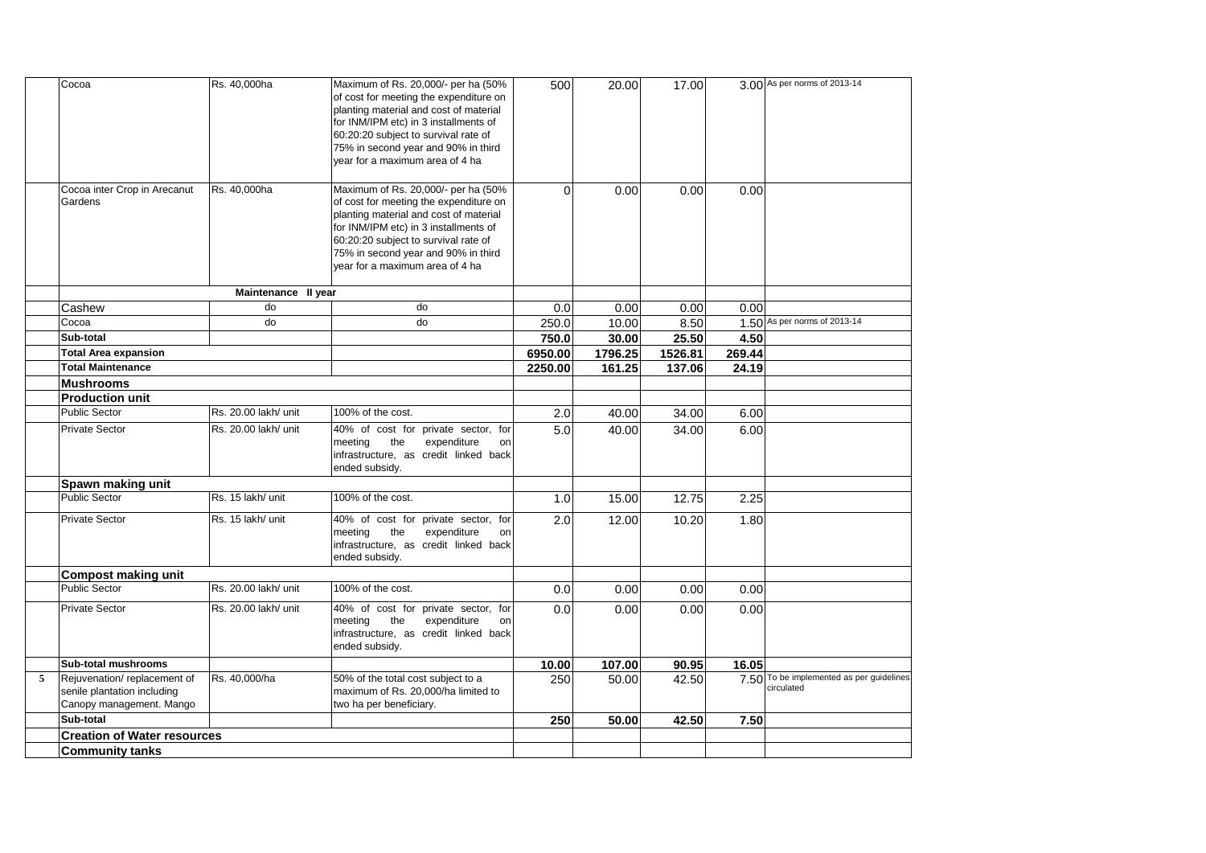|  | Cocoa | Rs. 40,000ha | Maximum of Rs. 20,000/- per ha (50% of cost for meeting the expenditure on planting material and cost of material for INM/IPM etc) in 3 installments of 60:20:20 subject to survival rate of 75% in second year and 90% in third year for a maximum area of 4 ha | 500 | 20.00 | 17.00 | 3.00 | As per norms of 2013-14 |
|---|---|---|---|---|---|---|---|---|
|  | Cocoa inter Crop in Arecanut Gardens | Rs. 40,000ha | Maximum of Rs. 20,000/- per ha (50% of cost for meeting the expenditure on planting material and cost of material for INM/IPM etc) in 3 installments of 60:20:20 subject to survival rate of 75% in second year and 90% in third year for a maximum area of 4 ha | 0 | 0.00 | 0.00 | 0.00 |  |
|  |  | **Maintenance II year** |  |  |  |  |  |  |
|  | Cashew | do | do | 0.0 | 0.00 | 0.00 | 0.00 |  |
|  | Cocoa | do | do | 250.0 | 10.00 | 8.50 | 1.50 | As per norms of 2013-14 |
|  | **Sub-total** |  |  | **750.0** | **30.00** | **25.50** | **4.50** |  |
|  | **Total Area expansion** |  |  | **6950.00** | **1796.25** | **1526.81** | **269.44** |  |
|  | **Total Maintenance** |  |  | **2250.00** | **161.25** | **137.06** | **24.19** |  |
|  | **Mushrooms** |  |  |  |  |  |  |  |
|  | **Production unit** |  |  |  |  |  |  |  |
|  | Public Sector | Rs. 20.00 lakh/ unit | 100% of the cost. | 2.0 | 40.00 | 34.00 | 6.00 |  |
|  | Private Sector | Rs. 20.00 lakh/ unit | 40% of cost for private sector, for meeting the expenditure on infrastructure, as credit linked back ended subsidy. | 5.0 | 40.00 | 34.00 | 6.00 |  |
|  | **Spawn making unit** |  |  |  |  |  |  |  |
|  | Public Sector | Rs. 15 lakh/ unit | 100% of the cost. | 1.0 | 15.00 | 12.75 | 2.25 |  |
|  | Private Sector | Rs. 15 lakh/ unit | 40% of cost for private sector, for meeting the expenditure on infrastructure, as credit linked back ended subsidy. | 2.0 | 12.00 | 10.20 | 1.80 |  |
|  | **Compost making unit** |  |  |  |  |  |  |  |
|  | Public Sector | Rs. 20.00 lakh/ unit | 100% of the cost. | 0.0 | 0.00 | 0.00 | 0.00 |  |
|  | Private Sector | Rs. 20.00 lakh/ unit | 40% of cost for private sector, for meeting the expenditure on infrastructure, as credit linked back ended subsidy. | 0.0 | 0.00 | 0.00 | 0.00 |  |
|  | **Sub-total mushrooms** |  |  | **10.00** | **107.00** | **90.95** | **16.05** |  |
| 5 | Rejuvenation/ replacement of senile plantation including Canopy management. Mango | Rs. 40,000/ha | 50% of the total cost subject to a maximum of Rs. 20,000/ha limited to two ha per beneficiary. | 250 | 50.00 | 42.50 | 7.50 | To be implemented as per guidelines circulated |
|  | **Sub-total** |  |  | **250** | **50.00** | **42.50** | **7.50** |  |
|  | **Creation of Water resources** |  |  |  |  |  |  |  |
|  | **Community tanks** |  |  |  |  |  |  |  |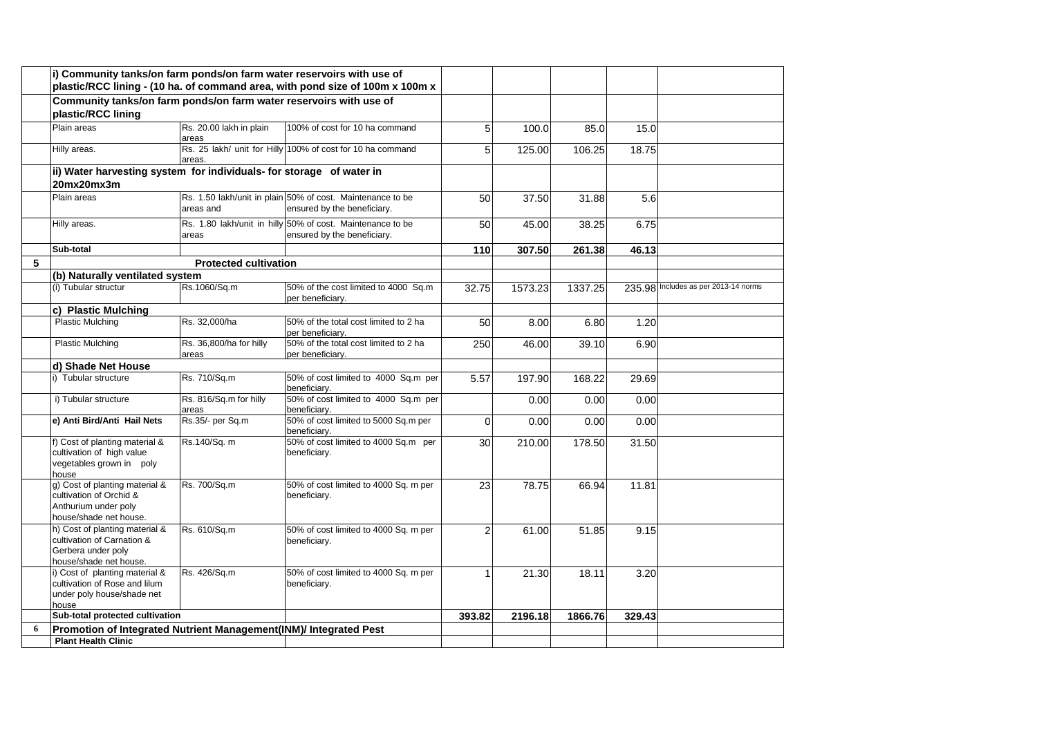|   | Component | Cost norms | Pattern of assistance | Physical | Financial | Central share | State share | Remarks |
|---|---|---|---|---|---|---|---|---|
|   | **i) Community tanks/on farm ponds/on farm water reservoirs with use of plastic/RCC lining - (10 ha. of command area, with pond size of 100m x 100m x** | | | | | | | |
|   | **Community tanks/on farm ponds/on farm water reservoirs with use of plastic/RCC lining** | | | | | | | |
|   | Plain areas | Rs. 20.00 lakh in plain areas | 100% of cost for 10 ha command | 5 | 100.0 | 85.0 | 15.0 | |
|   | Hilly areas. | Rs. 25 lakh/ unit for Hilly areas. | 100% of cost for 10 ha command | 5 | 125.00 | 106.25 | 18.75 | |
|   | **ii) Water harvesting system for individuals- for storage of water in 20mx20mx3m** | | | | | | | |
|   | Plain areas | Rs. 1.50 lakh/unit in plain areas and | 50% of cost. Maintenance to be ensured by the beneficiary. | 50 | 37.50 | 31.88 | 5.6 | |
|   | Hilly areas. | Rs. 1.80 lakh/unit in hilly areas | 50% of cost. Maintenance to be ensured by the beneficiary. | 50 | 45.00 | 38.25 | 6.75 | |
|   | **Sub-total** | | | **110** | **307.50** | **261.38** | **46.13** | |
| **5** | | **Protected cultivation** | | | | | | |
|   | **(b) Naturally ventilated system** | | | | | | | |
|   | (i) Tubular structur | Rs.1060/Sq.m | 50% of the cost limited to 4000 Sq.m per beneficiary. | 32.75 | 1573.23 | 1337.25 | 235.98 | Includes as per 2013-14 norms |
|   | **c) Plastic Mulching** | | | | | | | |
|   | Plastic Mulching | Rs. 32,000/ha | 50% of the total cost limited to 2 ha per beneficiary. | 50 | 8.00 | 6.80 | 1.20 | |
|   | Plastic Mulching | Rs. 36,800/ha for hilly areas | 50% of the total cost limited to 2 ha per beneficiary. | 250 | 46.00 | 39.10 | 6.90 | |
|   | **d) Shade Net House** | | | | | | | |
|   | i) Tubular structure | Rs. 710/Sq.m | 50% of cost limited to 4000 Sq.m per beneficiary. | 5.57 | 197.90 | 168.22 | 29.69 | |
|   | i) Tubular structure | Rs. 816/Sq.m for hilly areas | 50% of cost limited to 4000 Sq.m per beneficiary. | | 0.00 | 0.00 | 0.00 | |
|   | **e) Anti Bird/Anti Hail Nets** | Rs.35/- per Sq.m | 50% of cost limited to 5000 Sq.m per beneficiary. | 0 | 0.00 | 0.00 | 0.00 | |
|   | f) Cost of planting material & cultivation of high value vegetables grown in poly house | Rs.140/Sq. m | 50% of cost limited to 4000 Sq.m per beneficiary. | 30 | 210.00 | 178.50 | 31.50 | |
|   | g) Cost of planting material & cultivation of Orchid & Anthurium under poly house/shade net house. | Rs. 700/Sq.m | 50% of cost limited to 4000 Sq. m per beneficiary. | 23 | 78.75 | 66.94 | 11.81 | |
|   | h) Cost of planting material & cultivation of Carnation & Gerbera under poly house/shade net house. | Rs. 610/Sq.m | 50% of cost limited to 4000 Sq. m per beneficiary. | 2 | 61.00 | 51.85 | 9.15 | |
|   | i) Cost of planting material & cultivation of Rose and lilum under poly house/shade net house | Rs. 426/Sq.m | 50% of cost limited to 4000 Sq. m per beneficiary. | 1 | 21.30 | 18.11 | 3.20 | |
|   | **Sub-total protected cultivation** | | | **393.82** | **2196.18** | **1866.76** | **329.43** | |
| **6** | **Promotion of Integrated Nutrient Management(INM)/ Integrated Pest** | | | | | | | |
|   | **Plant Health Clinic** | | | | | | | |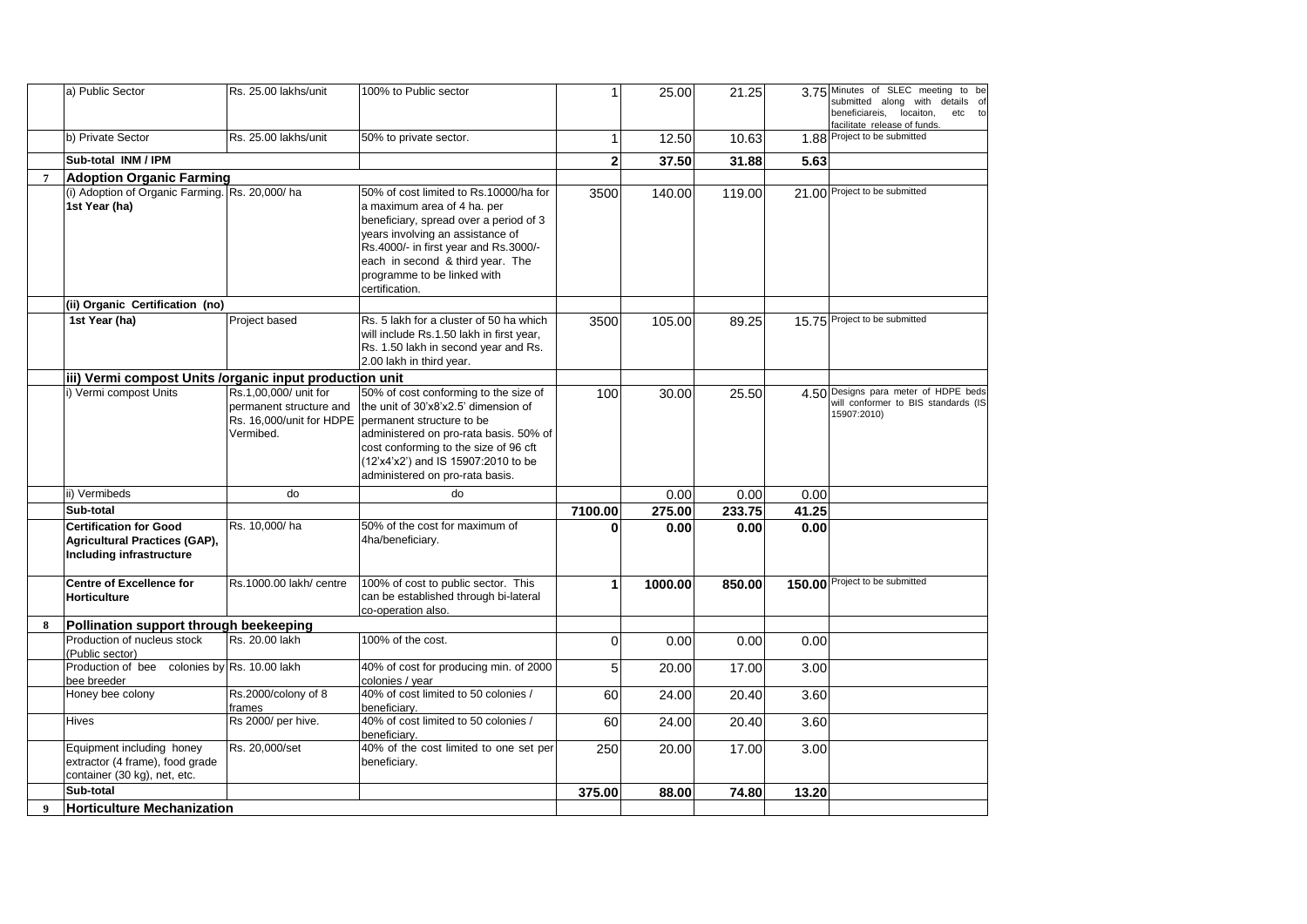|  |  |  |  |  |  |  |  |  |
|---|---|---|---|---|---|---|---|---|
|  | a) Public Sector | Rs. 25.00 lakhs/unit | 100% to Public sector | 1 | 25.00 | 21.25 | 3.75 | Minutes of SLEC meeting to be submitted along with details of beneficiareis, locaiton, etc to facilitate release of funds. |
|  | b) Private Sector | Rs. 25.00 lakhs/unit | 50% to private sector. | 1 | 12.50 | 10.63 | 1.88 | Project to be submitted |
|  | **Sub-total INM / IPM** |  |  | **2** | **37.50** | **31.88** | **5.63** |  |
| **7** | **Adoption Organic Farming** |  |  |  |  |  |  |  |
|  | (i) Adoption of Organic Farming. **1st Year (ha)** | Rs. 20,000/ ha | 50% of cost limited to Rs.10000/ha for a maximum area of 4 ha. per beneficiary, spread over a period of 3 years involving an assistance of Rs.4000/- in first year and Rs.3000/- each in second & third year. The programme to be linked with certification. | 3500 | 140.00 | 119.00 | 21.00 | Project to be submitted |
|  | **(ii) Organic Certification (no)** |  |  |  |  |  |  |  |
|  | **1st Year (ha)** | Project based | Rs. 5 lakh for a cluster of 50 ha which will include Rs.1.50 lakh in first year, Rs. 1.50 lakh in second year and Rs. 2.00 lakh in third year. | 3500 | 105.00 | 89.25 | 15.75 | Project to be submitted |
|  | **iii) Vermi compost Units /organic input production unit** |  |  |  |  |  |  |  |
|  | i) Vermi compost Units | Rs.1,00,000/ unit for permanent structure and Rs. 16,000/unit for HDPE Vermibed. | 50% of cost conforming to the size of the unit of 30'x8'x2.5' dimension of permanent structure to be administered on pro-rata basis. 50% of cost conforming to the size of 96 cft (12'x4'x2') and IS 15907:2010 to be administered on pro-rata basis. | 100 | 30.00 | 25.50 | 4.50 | Designs para meter of HDPE beds will conformer to BIS standards (IS 15907:2010) |
|  | ii) Vermibeds | do | do |  | 0.00 | 0.00 | 0.00 |  |
|  | **Sub-total** |  |  | **7100.00** | **275.00** | **233.75** | **41.25** |  |
|  | **Certification for Good Agricultural Practices (GAP), Including infrastructure** | Rs. 10,000/ ha | 50% of the cost for maximum of 4ha/beneficiary. | **0** | **0.00** | **0.00** | **0.00** |  |
|  | **Centre of Excellence for Horticulture** | Rs.1000.00 lakh/ centre | 100% of cost to public sector. This can be established through bi-lateral co-operation also. | **1** | **1000.00** | **850.00** | **150.00** | Project to be submitted |
| **8** | **Pollination support through beekeeping** |  |  |  |  |  |  |  |
|  | Production of nucleus stock (Public sector) | Rs. 20.00 lakh | 100% of the cost. | 0 | 0.00 | 0.00 | 0.00 |  |
|  | Production of bee colonies by bee breeder | Rs. 10.00 lakh | 40% of cost for producing min. of 2000 colonies / year | 5 | 20.00 | 17.00 | 3.00 |  |
|  | Honey bee colony | Rs.2000/colony of 8 frames | 40% of cost limited to 50 colonies / beneficiary. | 60 | 24.00 | 20.40 | 3.60 |  |
|  | Hives | Rs 2000/ per hive. | 40% of cost limited to 50 colonies / beneficiary. | 60 | 24.00 | 20.40 | 3.60 |  |
|  | Equipment including honey extractor (4 frame), food grade container (30 kg), net, etc. | Rs. 20,000/set | 40% of the cost limited to one set per beneficiary. | 250 | 20.00 | 17.00 | 3.00 |  |
|  | **Sub-total** |  |  | **375.00** | **88.00** | **74.80** | **13.20** |  |
| **9** | **Horticulture Mechanization** |  |  |  |  |  |  |  |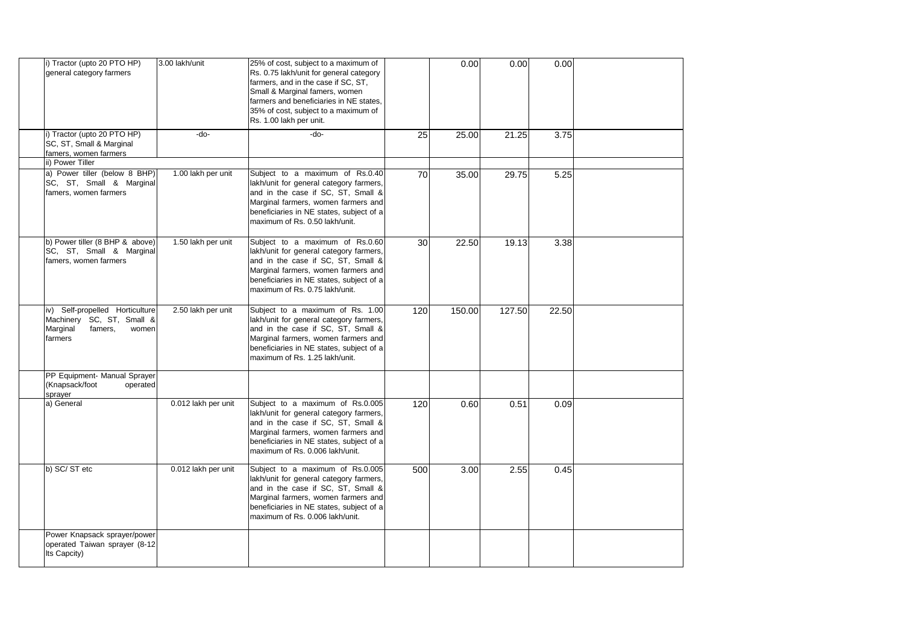| | | | | | | | | |
|---|---|---|---|---|---|---|---|---|
| | i) Tractor (upto 20 PTO HP) general category farmers | 3.00 lakh/unit | 25% of cost, subject to a maximum of Rs. 0.75 lakh/unit for general category farmers, and in the case if SC, ST, Small & Marginal famers, women farmers and beneficiaries in NE states, 35% of cost, subject to a maximum of Rs. 1.00 lakh per unit. | | 0.00 | 0.00 | 0.00 | |
| | i) Tractor (upto 20 PTO HP) SC, ST, Small & Marginal famers, women farmers | -do- | -do- | 25 | 25.00 | 21.25 | 3.75 | |
| | ii) Power Tiller | | | | | | | |
| | a) Power tiller (below 8 BHP) SC, ST, Small & Marginal famers, women farmers | 1.00 lakh per unit | Subject to a maximum of Rs.0.40 lakh/unit for general category farmers, and in the case if SC, ST, Small & Marginal farmers, women farmers and beneficiaries in NE states, subject of a maximum of Rs. 0.50 lakh/unit. | 70 | 35.00 | 29.75 | 5.25 | |
| | b) Power tiller (8 BHP & above) SC, ST, Small & Marginal famers, women farmers | 1.50 lakh per unit | Subject to a maximum of Rs.0.60 lakh/unit for general category farmers, and in the case if SC, ST, Small & Marginal farmers, women farmers and beneficiaries in NE states, subject of a maximum of Rs. 0.75 lakh/unit. | 30 | 22.50 | 19.13 | 3.38 | |
| | iv) Self-propelled Horticulture Machinery SC, ST, Small & Marginal famers, women farmers | 2.50 lakh per unit | Subject to a maximum of Rs. 1.00 lakh/unit for general category farmers, and in the case if SC, ST, Small & Marginal farmers, women farmers and beneficiaries in NE states, subject of a maximum of Rs. 1.25 lakh/unit. | 120 | 150.00 | 127.50 | 22.50 | |
| | PP Equipment- Manual Sprayer (Knapsack/foot operated sprayer | | | | | | | |
| | a) General | 0.012 lakh per unit | Subject to a maximum of Rs.0.005 lakh/unit for general category farmers, and in the case if SC, ST, Small & Marginal farmers, women farmers and beneficiaries in NE states, subject of a maximum of Rs. 0.006 lakh/unit. | 120 | 0.60 | 0.51 | 0.09 | |
| | b) SC/ ST etc | 0.012 lakh per unit | Subject to a maximum of Rs.0.005 lakh/unit for general category farmers, and in the case if SC, ST, Small & Marginal farmers, women farmers and beneficiaries in NE states, subject of a maximum of Rs. 0.006 lakh/unit. | 500 | 3.00 | 2.55 | 0.45 | |
| | Power Knapsack sprayer/power operated Taiwan sprayer (8-12 lts Capcity) | | | | | | | |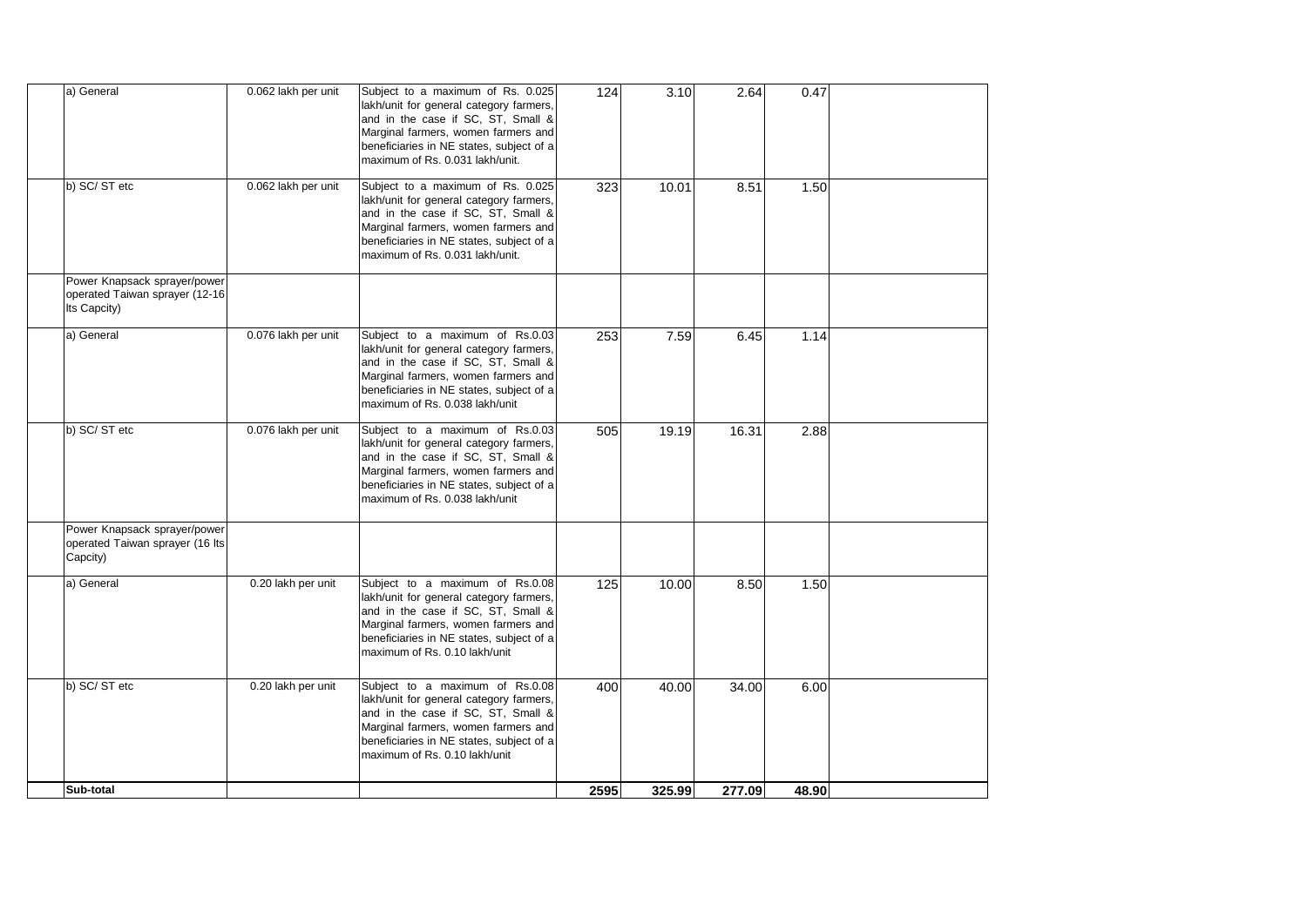| | | | | | | | | |
|---|---|---|---|---|---|---|---|---|
| | a) General | 0.062 lakh per unit | Subject to a maximum of Rs. 0.025 lakh/unit for general category farmers, and in the case if SC, ST, Small & Marginal farmers, women farmers and beneficiaries in NE states, subject of a maximum of Rs. 0.031 lakh/unit. | 124 | 3.10 | 2.64 | 0.47 | |
| | b) SC/ ST etc | 0.062 lakh per unit | Subject to a maximum of Rs. 0.025 lakh/unit for general category farmers, and in the case if SC, ST, Small & Marginal farmers, women farmers and beneficiaries in NE states, subject of a maximum of Rs. 0.031 lakh/unit. | 323 | 10.01 | 8.51 | 1.50 | |
| | Power Knapsack sprayer/power operated Taiwan sprayer (12-16 lts Capcity) | | | | | | | |
| | a) General | 0.076 lakh per unit | Subject to a maximum of Rs.0.03 lakh/unit for general category farmers, and in the case if SC, ST, Small & Marginal farmers, women farmers and beneficiaries in NE states, subject of a maximum of Rs. 0.038 lakh/unit | 253 | 7.59 | 6.45 | 1.14 | |
| | b) SC/ ST etc | 0.076 lakh per unit | Subject to a maximum of Rs.0.03 lakh/unit for general category farmers, and in the case if SC, ST, Small & Marginal farmers, women farmers and beneficiaries in NE states, subject of a maximum of Rs. 0.038 lakh/unit | 505 | 19.19 | 16.31 | 2.88 | |
| | Power Knapsack sprayer/power operated Taiwan sprayer (16 lts Capcity) | | | | | | | |
| | a) General | 0.20 lakh per unit | Subject to a maximum of Rs.0.08 lakh/unit for general category farmers, and in the case if SC, ST, Small & Marginal farmers, women farmers and beneficiaries in NE states, subject of a maximum of Rs. 0.10 lakh/unit | 125 | 10.00 | 8.50 | 1.50 | |
| | b) SC/ ST etc | 0.20 lakh per unit | Subject to a maximum of Rs.0.08 lakh/unit for general category farmers, and in the case if SC, ST, Small & Marginal farmers, women farmers and beneficiaries in NE states, subject of a maximum of Rs. 0.10 lakh/unit | 400 | 40.00 | 34.00 | 6.00 | |
| | **Sub-total** | | | **2595** | **325.99** | **277.09** | **48.90** | |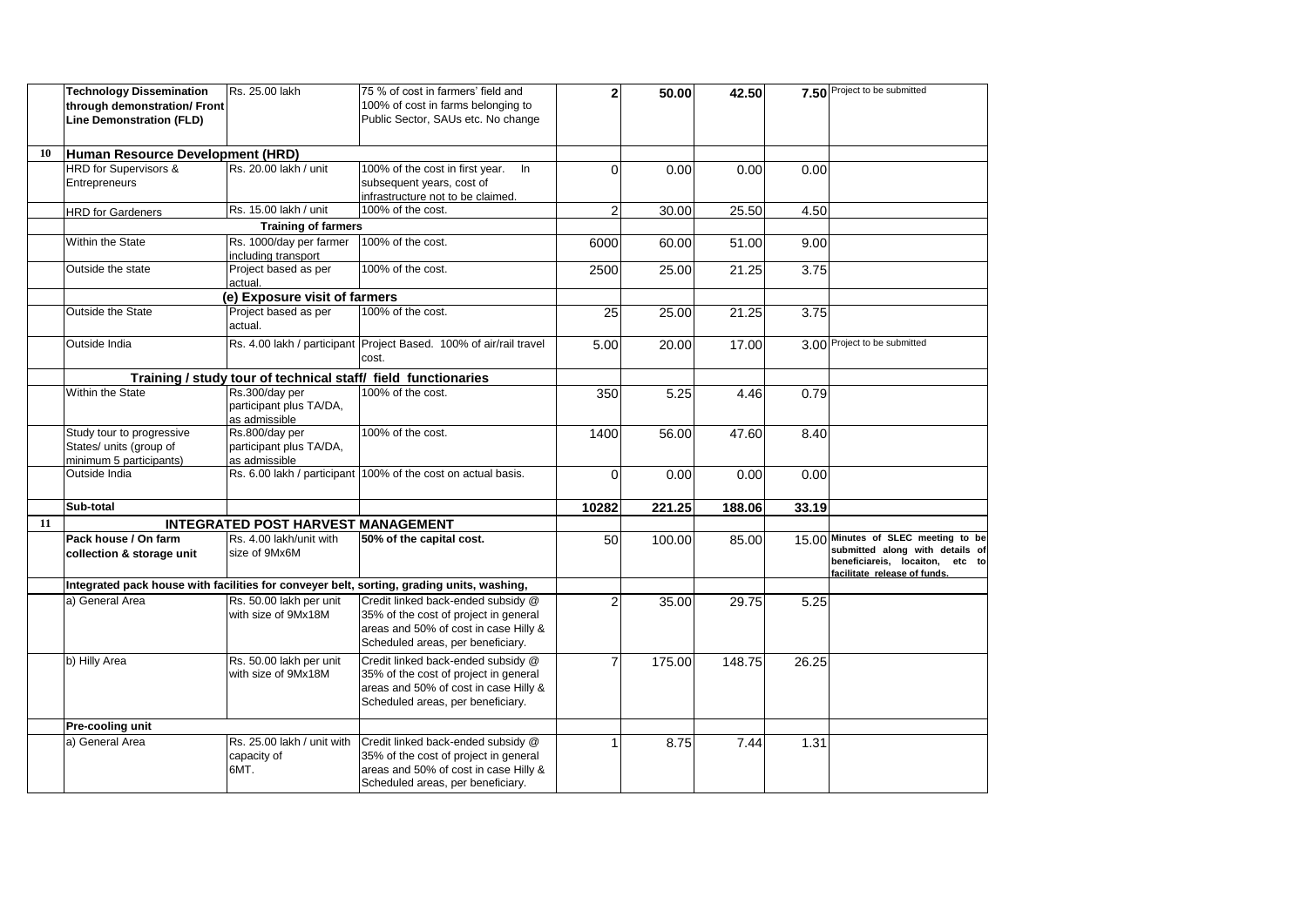| | | | | | | | | |
|---|---|---|---|---|---|---|---|---|
| | **Technology Dissemination through demonstration/ Front Line Demonstration (FLD)** | Rs. 25.00 lakh | 75 % of cost in farmers' field and 100% of cost in farms belonging to Public Sector, SAUs etc. No change | **2** | **50.00** | **42.50** | **7.50** | Project to be submitted |
| **10** | **Human Resource Development (HRD)** | | | | | | | |
| | HRD for Supervisors & Entrepreneurs | Rs. 20.00 lakh / unit | 100% of the cost in first year. In subsequent years, cost of infrastructure not to be claimed. | 0 | 0.00 | 0.00 | 0.00 | |
| | HRD for Gardeners | Rs. 15.00 lakh / unit | 100% of the cost. | 2 | 30.00 | 25.50 | 4.50 | |
| | | **Training of farmers** | | | | | | |
| | Within the State | Rs. 1000/day per farmer including transport | 100% of the cost. | 6000 | 60.00 | 51.00 | 9.00 | |
| | Outside the state | Project based as per actual. | 100% of the cost. | 2500 | 25.00 | 21.25 | 3.75 | |
| | | **(e) Exposure visit of farmers** | | | | | | |
| | Outside the State | Project based as per actual. | 100% of the cost. | 25 | 25.00 | 21.25 | 3.75 | |
| | Outside India | Rs. 4.00 lakh / participant | Project Based. 100% of air/rail travel cost. | 5.00 | 20.00 | 17.00 | 3.00 | Project to be submitted |
| | **Training / study tour of technical staff/ field functionaries** | | | | | | | |
| | Within the State | Rs.300/day per participant plus TA/DA, as admissible | 100% of the cost. | 350 | 5.25 | 4.46 | 0.79 | |
| | Study tour to progressive States/ units (group of minimum 5 participants) | Rs.800/day per participant plus TA/DA, as admissible | 100% of the cost. | 1400 | 56.00 | 47.60 | 8.40 | |
| | Outside India | Rs. 6.00 lakh / participant | 100% of the cost on actual basis. | 0 | 0.00 | 0.00 | 0.00 | |
| | **Sub-total** | | | **10282** | **221.25** | **188.06** | **33.19** | |
| **11** | **INTEGRATED POST HARVEST MANAGEMENT** | | | | | | | |
| | **Pack house / On farm collection & storage unit** | Rs. 4.00 lakh/unit with size of 9Mx6M | **50% of the capital cost.** | 50 | 100.00 | 85.00 | 15.00 | **Minutes of SLEC meeting to be submitted along with details of beneficiareis, locaiton, etc to facilitate release of funds.** |
| | **Integrated pack house with facilities for conveyer belt, sorting, grading units, washing,** | | | | | | | |
| | a) General Area | Rs. 50.00 lakh per unit with size of 9Mx18M | Credit linked back-ended subsidy @ 35% of the cost of project in general areas and 50% of cost in case Hilly & Scheduled areas, per beneficiary. | 2 | 35.00 | 29.75 | 5.25 | |
| | b) Hilly Area | Rs. 50.00 lakh per unit with size of 9Mx18M | Credit linked back-ended subsidy @ 35% of the cost of project in general areas and 50% of cost in case Hilly & Scheduled areas, per beneficiary. | 7 | 175.00 | 148.75 | 26.25 | |
| | **Pre-cooling unit** | | | | | | | |
| | a) General Area | Rs. 25.00 lakh / unit with capacity of 6MT. | Credit linked back-ended subsidy @ 35% of the cost of project in general areas and 50% of cost in case Hilly & Scheduled areas, per beneficiary. | 1 | 8.75 | 7.44 | 1.31 | |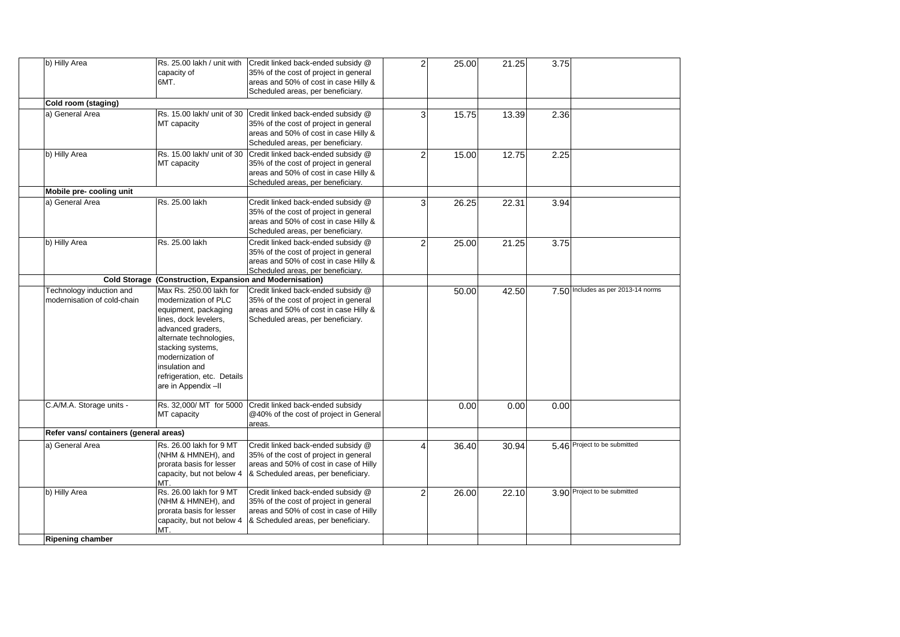| | | | | | | | | |
|---|---|---|---|---|---|---|---|---|
| | b) Hilly Area | Rs. 25.00 lakh / unit with capacity of 6MT. | Credit linked back-ended subsidy @ 35% of the cost of project in general areas and 50% of cost in case Hilly & Scheduled areas, per beneficiary. | 2 | 25.00 | 21.25 | 3.75 | |
| | **Cold room (staging)** | | | | | | | |
| | a) General Area | Rs. 15.00 lakh/ unit of 30 MT capacity | Credit linked back-ended subsidy @ 35% of the cost of project in general areas and 50% of cost in case Hilly & Scheduled areas, per beneficiary. | 3 | 15.75 | 13.39 | 2.36 | |
| | b) Hilly Area | Rs. 15.00 lakh/ unit of 30 MT capacity | Credit linked back-ended subsidy @ 35% of the cost of project in general areas and 50% of cost in case Hilly & Scheduled areas, per beneficiary. | 2 | 15.00 | 12.75 | 2.25 | |
| | **Mobile pre- cooling unit** | | | | | | | |
| | a) General Area | Rs. 25.00 lakh | Credit linked back-ended subsidy @ 35% of the cost of project in general areas and 50% of cost in case Hilly & Scheduled areas, per beneficiary. | 3 | 26.25 | 22.31 | 3.94 | |
| | b) Hilly Area | Rs. 25.00 lakh | Credit linked back-ended subsidy @ 35% of the cost of project in general areas and 50% of cost in case Hilly & Scheduled areas, per beneficiary. | 2 | 25.00 | 21.25 | 3.75 | |
| | **Cold Storage (Construction, Expansion and Modernisation)** | | | | | | | |
| | Technology induction and modernisation of cold-chain | Max Rs. 250.00 lakh for modernization of PLC equipment, packaging lines, dock levelers, advanced graders, alternate technologies, stacking systems, modernization of insulation and refrigeration, etc. Details are in Appendix –II | Credit linked back-ended subsidy @ 35% of the cost of project in general areas and 50% of cost in case Hilly & Scheduled areas, per beneficiary. | | 50.00 | 42.50 | 7.50 | Includes as per 2013-14 norms |
| | C.A/M.A. Storage units - | Rs. 32,000/ MT for 5000 MT capacity | Credit linked back-ended subsidy @40% of the cost of project in General areas. | | 0.00 | 0.00 | 0.00 | |
| | **Refer vans/ containers (general areas)** | | | | | | | |
| | a) General Area | Rs. 26.00 lakh for 9 MT (NHM & HMNEH), and prorata basis for lesser capacity, but not below 4 MT. | Credit linked back-ended subsidy @ 35% of the cost of project in general areas and 50% of cost in case of Hilly & Scheduled areas, per beneficiary. | 4 | 36.40 | 30.94 | 5.46 | Project to be submitted |
| | b) Hilly Area | Rs. 26.00 lakh for 9 MT (NHM & HMNEH), and prorata basis for lesser capacity, but not below 4 MT. | Credit linked back-ended subsidy @ 35% of the cost of project in general areas and 50% of cost in case of Hilly & Scheduled areas, per beneficiary. | 2 | 26.00 | 22.10 | 3.90 | Project to be submitted |
| | **Ripening chamber** | | | | | | | |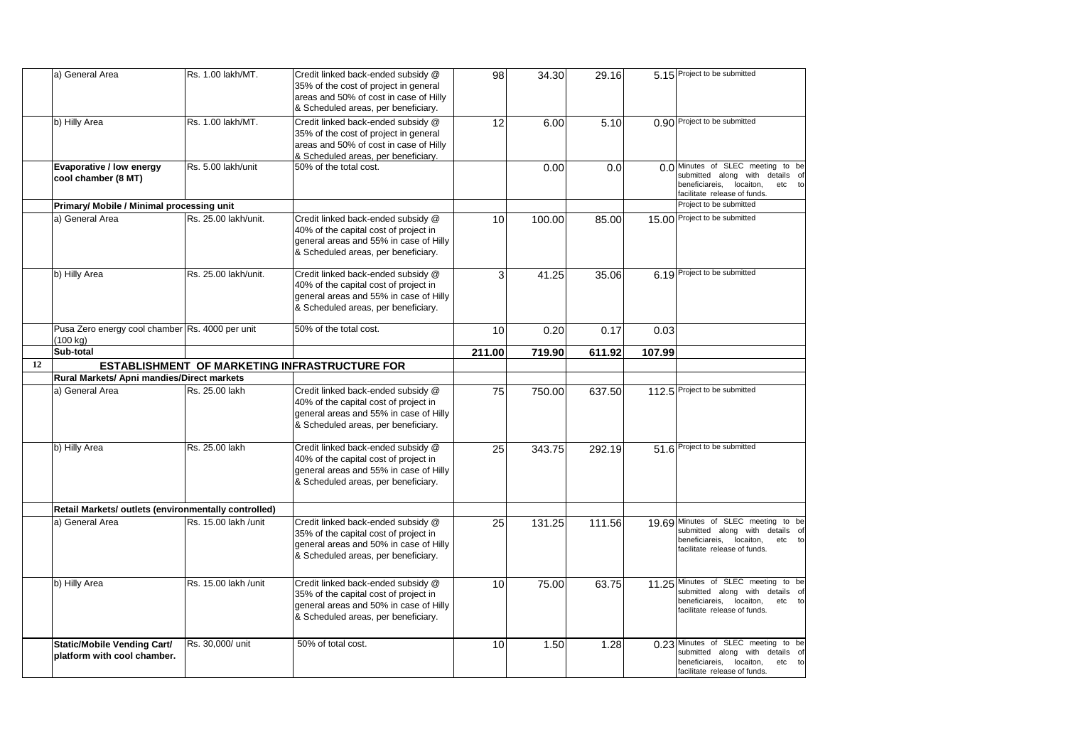|  |  |  |  |  |  |  |  |  |
|---|---|---|---|---|---|---|---|---|
|  | a) General Area | Rs. 1.00 lakh/MT. | Credit linked back-ended subsidy @ 35% of the cost of project in general areas and 50% of cost in case of Hilly & Scheduled areas, per beneficiary. | 98 | 34.30 | 29.16 | 5.15 | Project to be submitted |
|  | b) Hilly Area | Rs. 1.00 lakh/MT. | Credit linked back-ended subsidy @ 35% of the cost of project in general areas and 50% of cost in case of Hilly & Scheduled areas, per beneficiary. | 12 | 6.00 | 5.10 | 0.90 | Project to be submitted |
|  | **Evaporative / low energy cool chamber (8 MT)** | Rs. 5.00 lakh/unit | 50% of the total cost. |  | 0.00 | 0.0 | 0.0 | Minutes of SLEC meeting to be submitted along with details of beneficiareis, locaiton, etc to facilitate release of funds. |
|  | **Primary/ Mobile / Minimal processing unit** |  |  |  |  |  |  | Project to be submitted |
|  | a) General Area | Rs. 25.00 lakh/unit. | Credit linked back-ended subsidy @ 40% of the capital cost of project in general areas and 55% in case of Hilly & Scheduled areas, per beneficiary. | 10 | 100.00 | 85.00 | 15.00 | Project to be submitted |
|  | b) Hilly Area | Rs. 25.00 lakh/unit. | Credit linked back-ended subsidy @ 40% of the capital cost of project in general areas and 55% in case of Hilly & Scheduled areas, per beneficiary. | 3 | 41.25 | 35.06 | 6.19 | Project to be submitted |
|  | Pusa Zero energy cool chamber (100 kg) | Rs. 4000 per unit | 50% of the total cost. | 10 | 0.20 | 0.17 | 0.03 |  |
|  | **Sub-total** |  |  | **211.00** | **719.90** | **611.92** | **107.99** |  |
| **12** | **ESTABLISHMENT OF MARKETING INFRASTRUCTURE FOR** |  |  |  |  |  |  |  |
|  | **Rural Markets/ Apni mandies/Direct markets** |  |  |  |  |  |  |  |
|  | a) General Area | Rs. 25.00 lakh | Credit linked back-ended subsidy @ 40% of the capital cost of project in general areas and 55% in case of Hilly & Scheduled areas, per beneficiary. | 75 | 750.00 | 637.50 | 112.5 | Project to be submitted |
|  | b) Hilly Area | Rs. 25.00 lakh | Credit linked back-ended subsidy @ 40% of the capital cost of project in general areas and 55% in case of Hilly & Scheduled areas, per beneficiary. | 25 | 343.75 | 292.19 | 51.6 | Project to be submitted |
|  | **Retail Markets/ outlets (environmentally controlled)** |  |  |  |  |  |  |  |
|  | a) General Area | Rs. 15.00 lakh /unit | Credit linked back-ended subsidy @ 35% of the capital cost of project in general areas and 50% in case of Hilly & Scheduled areas, per beneficiary. | 25 | 131.25 | 111.56 | 19.69 | Minutes of SLEC meeting to be submitted along with details of beneficiareis, locaiton, etc to facilitate release of funds. |
|  | b) Hilly Area | Rs. 15.00 lakh /unit | Credit linked back-ended subsidy @ 35% of the capital cost of project in general areas and 50% in case of Hilly & Scheduled areas, per beneficiary. | 10 | 75.00 | 63.75 | 11.25 | Minutes of SLEC meeting to be submitted along with details of beneficiareis, locaiton, etc to facilitate release of funds. |
|  | **Static/Mobile Vending Cart/ platform with cool chamber.** | Rs. 30,000/ unit | 50% of total cost. | 10 | 1.50 | 1.28 | 0.23 | Minutes of SLEC meeting to be submitted along with details of beneficiareis, locaiton, etc to facilitate release of funds. |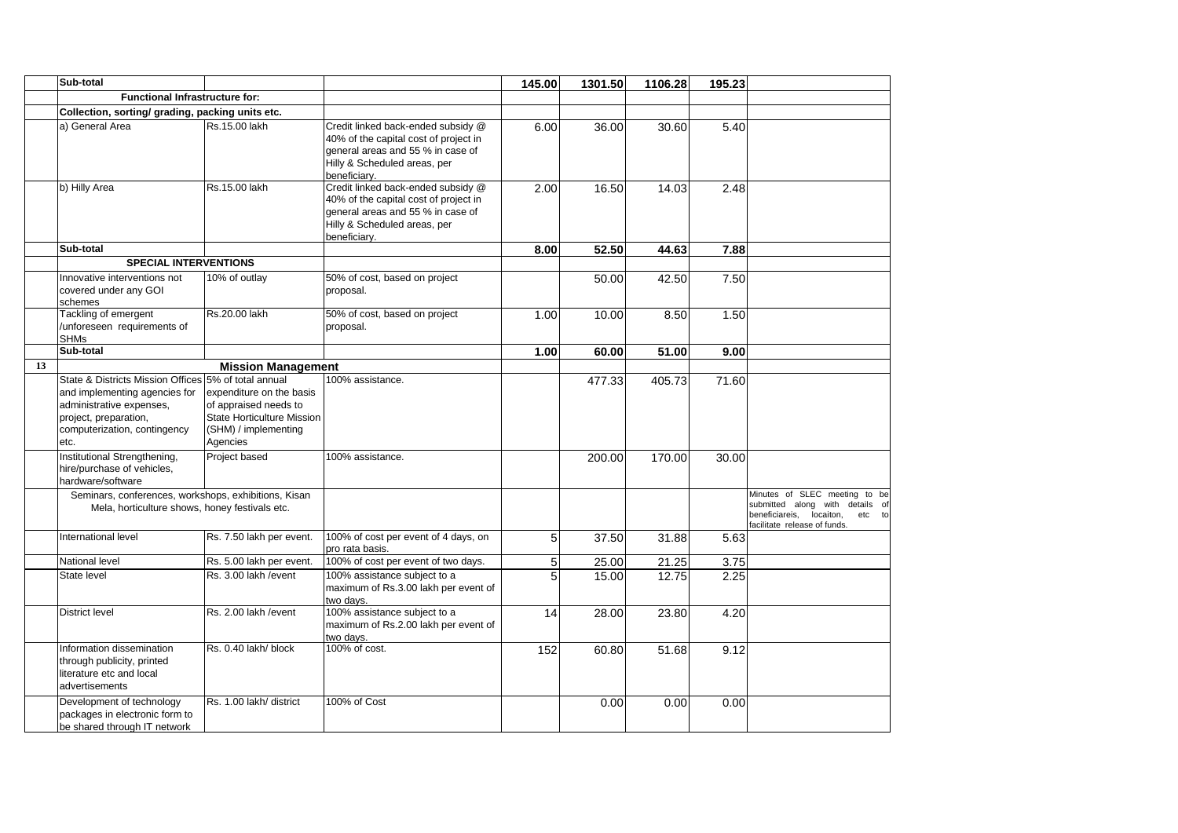|  | Sub-total |  |  | 145.00 | 1301.50 | 1106.28 | 195.23 |  |
|---|---|---|---|---|---|---|---|---|
|  | **Functional Infrastructure for:** |  |  |  |  |  |  |  |
|  | **Collection, sorting/ grading, packing units etc.** |  |  |  |  |  |  |  |
|  | a) General Area | Rs.15.00 lakh | Credit linked back-ended subsidy @ 40% of the capital cost of project in general areas and 55 % in case of Hilly & Scheduled areas, per beneficiary. | 6.00 | 36.00 | 30.60 | 5.40 |  |
|  | b) Hilly Area | Rs.15.00 lakh | Credit linked back-ended subsidy @ 40% of the capital cost of project in general areas and 55 % in case of Hilly & Scheduled areas, per beneficiary. | 2.00 | 16.50 | 14.03 | 2.48 |  |
|  | **Sub-total** |  |  | **8.00** | **52.50** | **44.63** | **7.88** |  |
|  | **SPECIAL INTERVENTIONS** |  |  |  |  |  |  |  |
|  | Innovative interventions not covered under any GOI schemes | 10% of outlay | 50% of cost, based on project proposal. |  | 50.00 | 42.50 | 7.50 |  |
|  | Tackling of emergent /unforeseen requirements of SHMs | Rs.20.00 lakh | 50% of cost, based on project proposal. | 1.00 | 10.00 | 8.50 | 1.50 |  |
|  | **Sub-total** |  |  | **1.00** | **60.00** | **51.00** | **9.00** |  |
| **13** | **Mission Management** |  |  |  |  |  |  |  |
|  | State & Districts Mission Offices and implementing agencies for administrative expenses, project, preparation, computerization, contingency etc. | 5% of total annual expenditure on the basis of appraised needs to State Horticulture Mission (SHM) / implementing Agencies | 100% assistance. |  | 477.33 | 405.73 | 71.60 |  |
|  | Institutional Strengthening, hire/purchase of vehicles, hardware/software | Project based | 100% assistance. |  | 200.00 | 170.00 | 30.00 |  |
|  | Seminars, conferences, workshops, exhibitions, Kisan Mela, horticulture shows, honey festivals etc. |  |  |  |  |  |  | Minutes of SLEC meeting to be submitted along with details of beneficiareis, locaiton, etc to facilitate release of funds. |
|  | International level | Rs. 7.50 lakh per event. | 100% of cost per event of 4 days, on pro rata basis. | 5 | 37.50 | 31.88 | 5.63 |  |
|  | National level | Rs. 5.00 lakh per event. | 100% of cost per event of two days. | 5 | 25.00 | 21.25 | 3.75 |  |
|  | State level | Rs. 3.00 lakh /event | 100% assistance subject to a maximum of Rs.3.00 lakh per event of two days. | 5 | 15.00 | 12.75 | 2.25 |  |
|  | District level | Rs. 2.00 lakh /event | 100% assistance subject to a maximum of Rs.2.00 lakh per event of two days. | 14 | 28.00 | 23.80 | 4.20 |  |
|  | Information dissemination through publicity, printed literature etc and local advertisements | Rs. 0.40 lakh/ block | 100% of cost. | 152 | 60.80 | 51.68 | 9.12 |  |
|  | Development of technology packages in electronic form to be shared through IT network | Rs. 1.00 lakh/ district | 100% of Cost |  | 0.00 | 0.00 | 0.00 |  |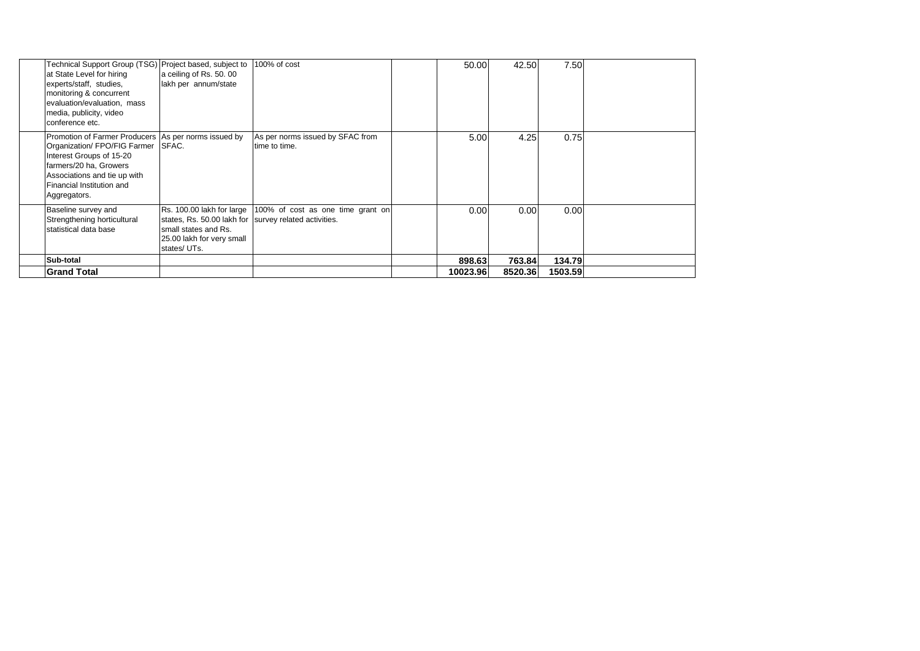| | | | | | | | | |
|---|---|---|---|---|---|---|---|---|
| | Technical Support Group (TSG) at State Level for hiring experts/staff, studies, monitoring & concurrent evaluation/evaluation, mass media, publicity, video conference etc. | Project based, subject to a ceiling of Rs. 50. 00 lakh per annum/state | 100% of cost | | 50.00 | 42.50 | 7.50 | |
| | Promotion of Farmer Producers Organization/ FPO/FIG Farmer Interest Groups of 15-20 farmers/20 ha, Growers Associations and tie up with Financial Institution and Aggregators. | As per norms issued by SFAC. | As per norms issued by SFAC from time to time. | | 5.00 | 4.25 | 0.75 | |
| | Baseline survey and Strengthening horticultural statistical data base | Rs. 100.00 lakh for large states, Rs. 50.00 lakh for small states and Rs. 25.00 lakh for very small states/ UTs. | 100% of cost as one time grant on survey related activities. | | 0.00 | 0.00 | 0.00 | |
| | **Sub-total** | | | | **898.63** | **763.84** | **134.79** | |
| | **Grand Total** | | | | **10023.96** | **8520.36** | **1503.59** | |